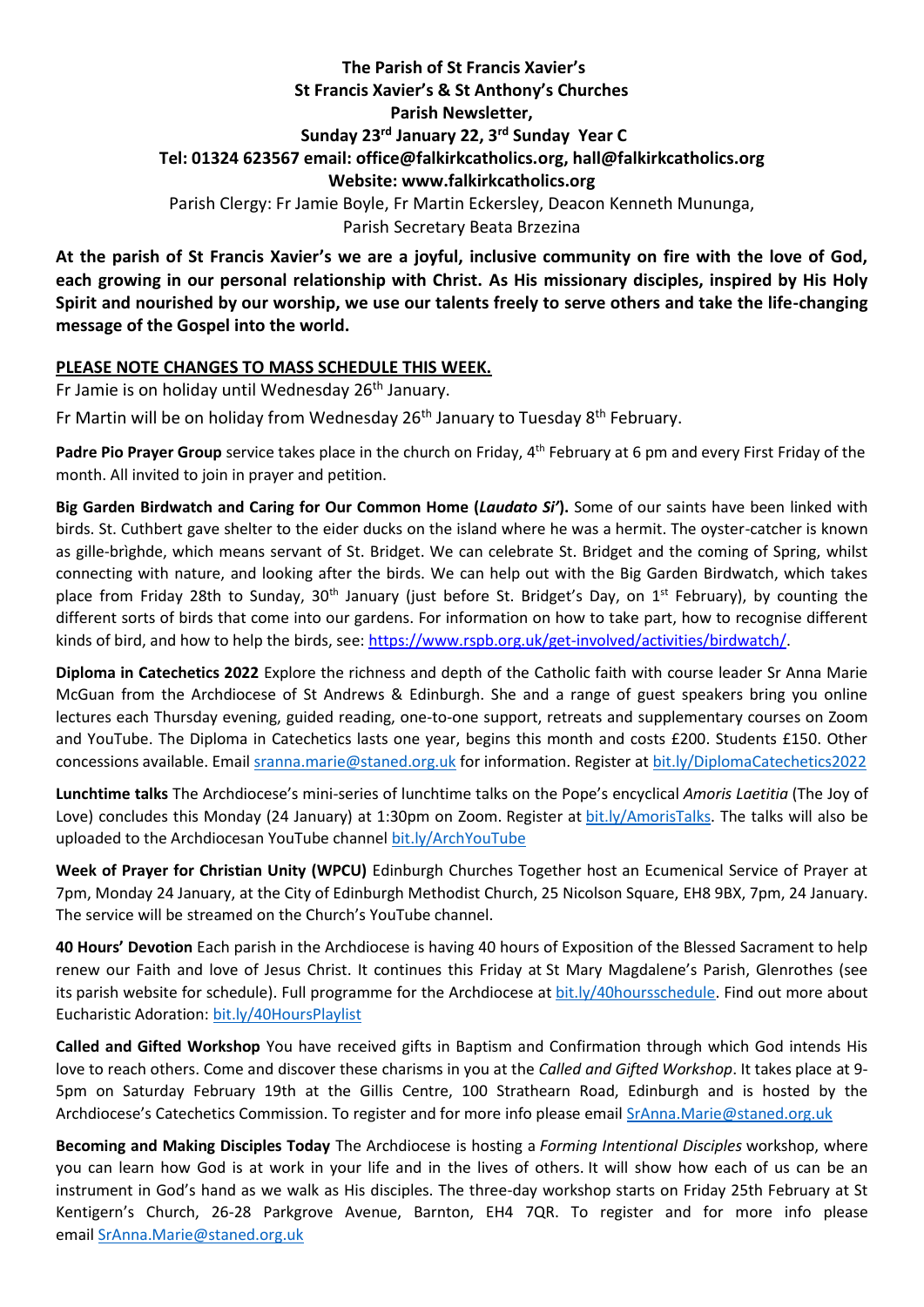**The Parish of St Francis Xavier's**
**St Francis Xavier's & St Anthony's Churches**
**Parish Newsletter,**
**Sunday 23rd January 22, 3rd Sunday Year C**
**Tel: 01324 623567 email: office@falkirkcatholics.org, hall@falkirkcatholics.org**
**Website: www.falkirkcatholics.org**

Parish Clergy: Fr Jamie Boyle, Fr Martin Eckersley, Deacon Kenneth Mununga,
Parish Secretary Beata Brzezina

**At the parish of St Francis Xavier's we are a joyful, inclusive community on fire with the love of God, each growing in our personal relationship with Christ. As His missionary disciples, inspired by His Holy Spirit and nourished by our worship, we use our talents freely to serve others and take the life-changing message of the Gospel into the world.**

**PLEASE NOTE CHANGES TO MASS SCHEDULE THIS WEEK.**

Fr Jamie is on holiday until Wednesday 26th January.

Fr Martin will be on holiday from Wednesday 26th January to Tuesday 8th February.

**Padre Pio Prayer Group** service takes place in the church on Friday, 4th February at 6 pm and every First Friday of the month. All invited to join in prayer and petition.

**Big Garden Birdwatch and Caring for Our Common Home (*Laudato Si'*).** Some of our saints have been linked with birds. St. Cuthbert gave shelter to the eider ducks on the island where he was a hermit. The oyster-catcher is known as gille-brìghde, which means servant of St. Bridget. We can celebrate St. Bridget and the coming of Spring, whilst connecting with nature, and looking after the birds. We can help out with the Big Garden Birdwatch, which takes place from Friday 28th to Sunday, 30th January (just before St. Bridget's Day, on 1st February), by counting the different sorts of birds that come into our gardens. For information on how to take part, how to recognise different kinds of bird, and how to help the birds, see: https://www.rspb.org.uk/get-involved/activities/birdwatch/.

**Diploma in Catechetics 2022** Explore the richness and depth of the Catholic faith with course leader Sr Anna Marie McGuan from the Archdiocese of St Andrews & Edinburgh. She and a range of guest speakers bring you online lectures each Thursday evening, guided reading, one-to-one support, retreats and supplementary courses on Zoom and YouTube. The Diploma in Catechetics lasts one year, begins this month and costs £200. Students £150. Other concessions available. Email sranna.marie@staned.org.uk for information. Register at bit.ly/DiplomaCatechetics2022

**Lunchtime talks** The Archdiocese's mini-series of lunchtime talks on the Pope's encyclical *Amoris Laetitia* (The Joy of Love) concludes this Monday (24 January) at 1:30pm on Zoom. Register at bit.ly/AmorisTalks. The talks will also be uploaded to the Archdiocesan YouTube channel bit.ly/ArchYouTube

**Week of Prayer for Christian Unity (WPCU)** Edinburgh Churches Together host an Ecumenical Service of Prayer at 7pm, Monday 24 January, at the City of Edinburgh Methodist Church, 25 Nicolson Square, EH8 9BX, 7pm, 24 January. The service will be streamed on the Church's YouTube channel.

**40 Hours' Devotion** Each parish in the Archdiocese is having 40 hours of Exposition of the Blessed Sacrament to help renew our Faith and love of Jesus Christ. It continues this Friday at St Mary Magdalene's Parish, Glenrothes (see its parish website for schedule). Full programme for the Archdiocese at bit.ly/40hoursschedule. Find out more about Eucharistic Adoration: bit.ly/40HoursPlaylist

**Called and Gifted Workshop** You have received gifts in Baptism and Confirmation through which God intends His love to reach others. Come and discover these charisms in you at the *Called and Gifted Workshop*. It takes place at 9-5pm on Saturday February 19th at the Gillis Centre, 100 Strathearn Road, Edinburgh and is hosted by the Archdiocese's Catechetics Commission. To register and for more info please email SrAnna.Marie@staned.org.uk

**Becoming and Making Disciples Today** The Archdiocese is hosting a *Forming Intentional Disciples* workshop, where you can learn how God is at work in your life and in the lives of others. It will show how each of us can be an instrument in God's hand as we walk as His disciples. The three-day workshop starts on Friday 25th February at St Kentigern's Church, 26-28 Parkgrove Avenue, Barnton, EH4 7QR. To register and for more info please email SrAnna.Marie@staned.org.uk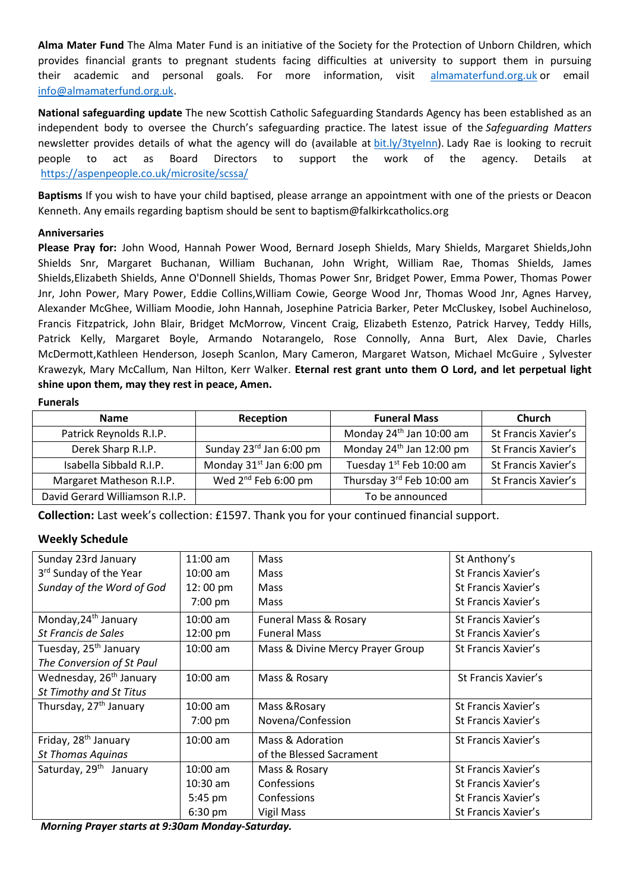**Alma Mater Fund** The Alma Mater Fund is an initiative of the Society for the Protection of Unborn Children, which provides financial grants to pregnant students facing difficulties at university to support them in pursuing their academic and personal goals. For more information, visit almamaterfund.org.uk or email info@almamaterfund.org.uk.

**National safeguarding update** The new Scottish Catholic Safeguarding Standards Agency has been established as an independent body to oversee the Church's safeguarding practice. The latest issue of the *Safeguarding Matters* newsletter provides details of what the agency will do (available at bit.ly/3tyeInn). Lady Rae is looking to recruit people to act as Board Directors to support the work of the agency. Details at https://aspenpeople.co.uk/microsite/scssa/

**Baptisms** If you wish to have your child baptised, please arrange an appointment with one of the priests or Deacon Kenneth. Any emails regarding baptism should be sent to baptism@falkirkcatholics.org

**Anniversaries**

**Please Pray for:** John Wood, Hannah Power Wood, Bernard Joseph Shields, Mary Shields, Margaret Shields,John Shields Snr, Margaret Buchanan, William Buchanan, John Wright, William Rae, Thomas Shields, James Shields,Elizabeth Shields, Anne O'Donnell Shields, Thomas Power Snr, Bridget Power, Emma Power, Thomas Power Jnr, John Power, Mary Power, Eddie Collins,William Cowie, George Wood Jnr, Thomas Wood Jnr, Agnes Harvey, Alexander McGhee, William Moodie, John Hannah, Josephine Patricia Barker, Peter McCluskey, Isobel Auchineloso, Francis Fitzpatrick, John Blair, Bridget McMorrow, Vincent Craig, Elizabeth Estenzo, Patrick Harvey, Teddy Hills, Patrick Kelly, Margaret Boyle, Armando Notarangelo, Rose Connolly, Anna Burt, Alex Davie, Charles McDermott,Kathleen Henderson, Joseph Scanlon, Mary Cameron, Margaret Watson, Michael McGuire , Sylvester Krawezyk, Mary McCallum, Nan Hilton, Kerr Walker. **Eternal rest grant unto them O Lord, and let perpetual light shine upon them, may they rest in peace, Amen.**

**Funerals**

| Name | Reception | Funeral Mass | Church |
|---|---|---|---|
| Patrick Reynolds R.I.P. | | Monday 24th Jan 10:00 am | St Francis Xavier's |
| Derek Sharp R.I.P. | Sunday 23rd Jan 6:00 pm | Monday 24th Jan 12:00 pm | St Francis Xavier's |
| Isabella Sibbald R.I.P. | Monday 31st Jan 6:00 pm | Tuesday 1st Feb 10:00 am | St Francis Xavier's |
| Margaret Matheson R.I.P. | Wed 2nd Feb 6:00 pm | Thursday 3rd Feb 10:00 am | St Francis Xavier's |
| David Gerard Williamson R.I.P. | | To be announced | |

**Collection:** Last week's collection: £1597. Thank you for your continued financial support.

**Weekly Schedule**

| | | | |
|---|---|---|---|
| Sunday 23rd January<br>3rd Sunday of the Year<br>*Sunday of the Word of God* | 11:00 am<br>10:00 am<br>12: 00 pm<br>7:00 pm | Mass<br>Mass<br>Mass<br>Mass | St Anthony's<br>St Francis Xavier's<br>St Francis Xavier's<br>St Francis Xavier's |
| Monday,24th January<br>*St Francis de Sales* | 10:00 am<br>12:00 pm | Funeral Mass & Rosary<br>Funeral Mass | St Francis Xavier's<br>St Francis Xavier's |
| Tuesday, 25th January<br>*The Conversion of St Paul* | 10:00 am | Mass & Divine Mercy Prayer Group | St Francis Xavier's |
| Wednesday, 26th January<br>*St Timothy and St Titus* | 10:00 am | Mass & Rosary | St Francis Xavier's |
| Thursday, 27th January | 10:00 am<br>7:00 pm | Mass &Rosary<br>Novena/Confession | St Francis Xavier's<br>St Francis Xavier's |
| Friday, 28th January<br>*St Thomas Aquinas* | 10:00 am | Mass & Adoration of the Blessed Sacrament | St Francis Xavier's |
| Saturday, 29th January | 10:00 am<br>10:30 am<br>5:45 pm<br>6:30 pm | Mass & Rosary<br>Confessions<br>Confessions<br>Vigil Mass | St Francis Xavier's<br>St Francis Xavier's<br>St Francis Xavier's<br>St Francis Xavier's |

***Morning Prayer starts at 9:30am Monday-Saturday.***